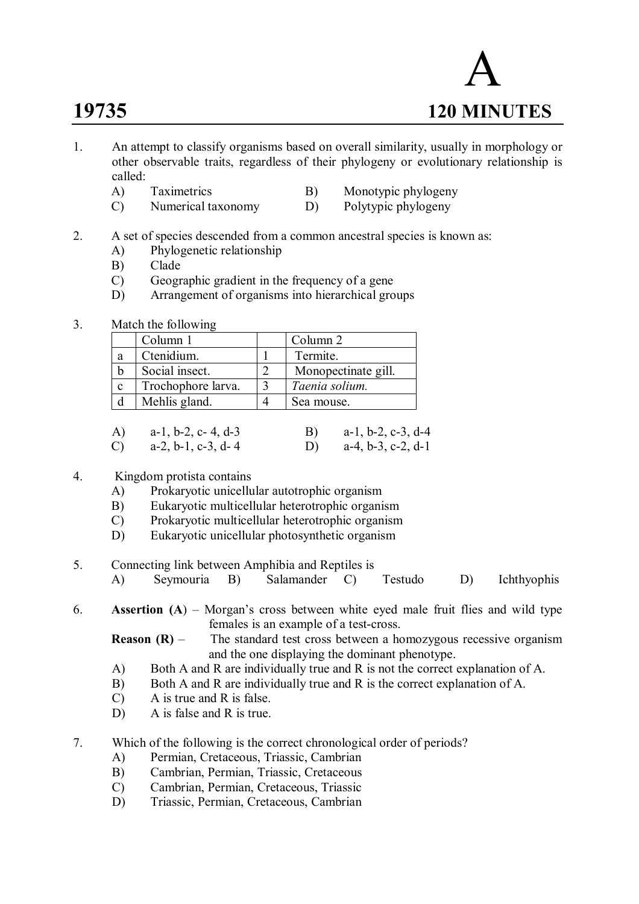# 19735

# A

## 120 MINUTES

1. An attempt to classify organisms based on overall similarity, usually in morphology or other observable traits, regardless of their phylogeny or evolutionary relationship is called:
   - A) Taximetrics
   - B) Monotypic phylogeny
   - C) Numerical taxonomy
   - D) Polytypic phylogeny

2. A set of species descended from a common ancestral species is known as:
   - A) Phylogenetic relationship
   - B) Clade
   - C) Geographic gradient in the frequency of a gene
   - D) Arrangement of organisms into hierarchical groups

3. Match the following

   | | Column 1 | | Column 2 |
   |---|---|---|---|
   | a | Ctenidium. | 1 | Termite. |
   | b | Social insect. | 2 | Monopectinate gill. |
   | c | Trochophore larva. | 3 | *Taenia solium.* |
   | d | Mehlis gland. | 4 | Sea mouse. |

   - A) a-1, b-2, c- 4, d-3
   - B) a-1, b-2, c-3, d-4
   - C) a-2, b-1, c-3, d- 4
   - D) a-4, b-3, c-2, d-1

4. Kingdom protista contains
   - A) Prokaryotic unicellular autotrophic organism
   - B) Eukaryotic multicellular heterotrophic organism
   - C) Prokaryotic multicellular heterotrophic organism
   - D) Eukaryotic unicellular photosynthetic organism

5. Connecting link between Amphibia and Reptiles is
   - A) Seymouria
   - B) Salamander
   - C) Testudo
   - D) Ichthyophis

6. **Assertion (A)** – Morgan's cross between white eyed male fruit flies and wild type females is an example of a test-cross.

   **Reason (R)** – The standard test cross between a homozygous recessive organism and the one displaying the dominant phenotype.
   - A) Both A and R are individually true and R is not the correct explanation of A.
   - B) Both A and R are individually true and R is the correct explanation of A.
   - C) A is true and R is false.
   - D) A is false and R is true.

7. Which of the following is the correct chronological order of periods?
   - A) Permian, Cretaceous, Triassic, Cambrian
   - B) Cambrian, Permian, Triassic, Cretaceous
   - C) Cambrian, Permian, Cretaceous, Triassic
   - D) Triassic, Permian, Cretaceous, Cambrian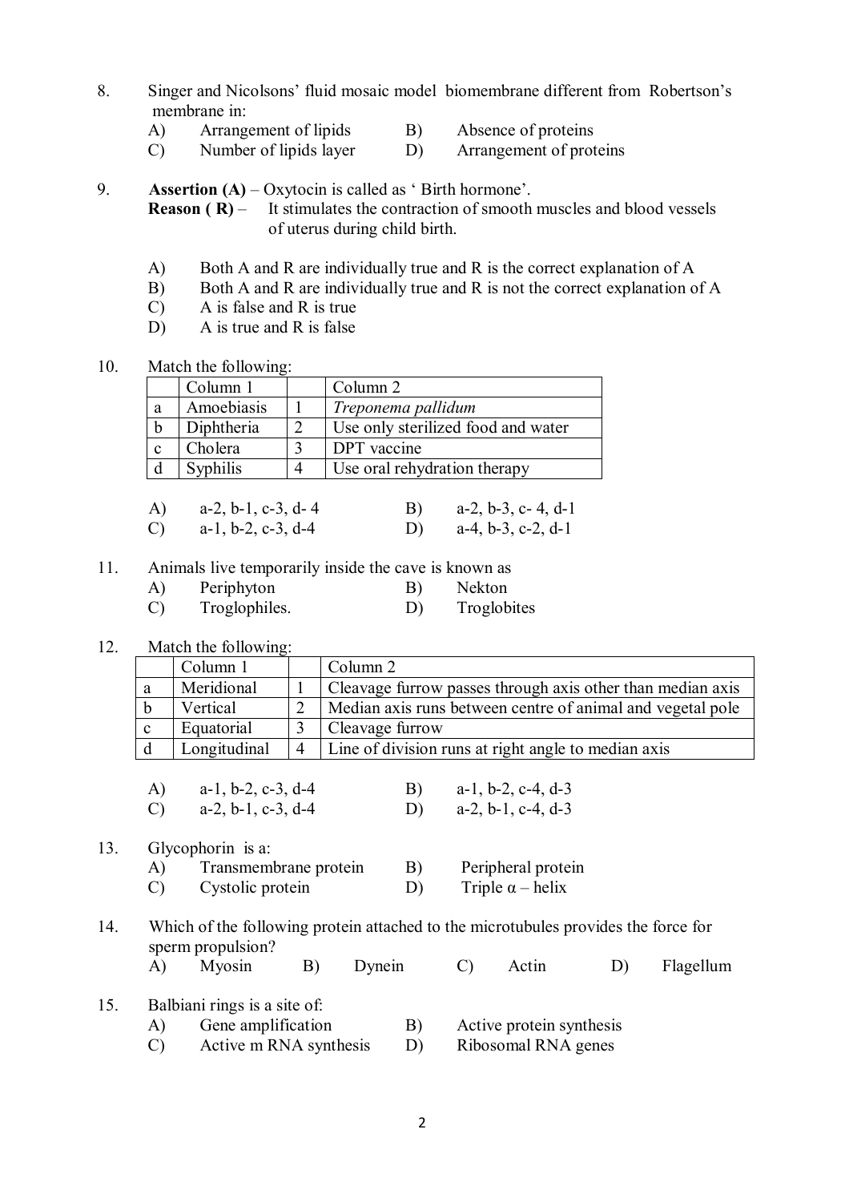8. Singer and Nicolsons' fluid mosaic model biomembrane different from Robertson's membrane in:

   A) Arrangement of lipids
   B) Absence of proteins
   C) Number of lipids layer
   D) Arrangement of proteins

9. **Assertion (A)** – Oxytocin is called as ' Birth hormone'.
   **Reason ( R)** – It stimulates the contraction of smooth muscles and blood vessels of uterus during child birth.

   A) Both A and R are individually true and R is the correct explanation of A
   B) Both A and R are individually true and R is not the correct explanation of A
   C) A is false and R is true
   D) A is true and R is false

10. Match the following:

|   | Column 1 |   | Column 2 |
|---|---|---|---|
| a | Amoebiasis | 1 | *Treponema pallidum* |
| b | Diphtheria | 2 | Use only sterilized food and water |
| c | Cholera | 3 | DPT vaccine |
| d | Syphilis | 4 | Use oral rehydration therapy |

   A) a-2, b-1, c-3, d- 4
   B) a-2, b-3, c- 4, d-1
   C) a-1, b-2, c-3, d-4
   D) a-4, b-3, c-2, d-1

11. Animals live temporarily inside the cave is known as

   A) Periphyton
   B) Nekton
   C) Troglophiles.
   D) Troglobites

12. Match the following:

|   | Column 1 |   | Column 2 |
|---|---|---|---|
| a | Meridional | 1 | Cleavage furrow passes through axis other than median axis |
| b | Vertical | 2 | Median axis runs between centre of animal and vegetal pole |
| c | Equatorial | 3 | Cleavage furrow |
| d | Longitudinal | 4 | Line of division runs at right angle to median axis |

   A) a-1, b-2, c-3, d-4
   B) a-1, b-2, c-4, d-3
   C) a-2, b-1, c-3, d-4
   D) a-2, b-1, c-4, d-3

13. Glycophorin is a:

   A) Transmembrane protein
   B) Peripheral protein
   C) Cystolic protein
   D) Triple α – helix

14. Which of the following protein attached to the microtubules provides the force for sperm propulsion?

   A) Myosin
   B) Dynein
   C) Actin
   D) Flagellum

15. Balbiani rings is a site of:

   A) Gene amplification
   B) Active protein synthesis
   C) Active m RNA synthesis
   D) Ribosomal RNA genes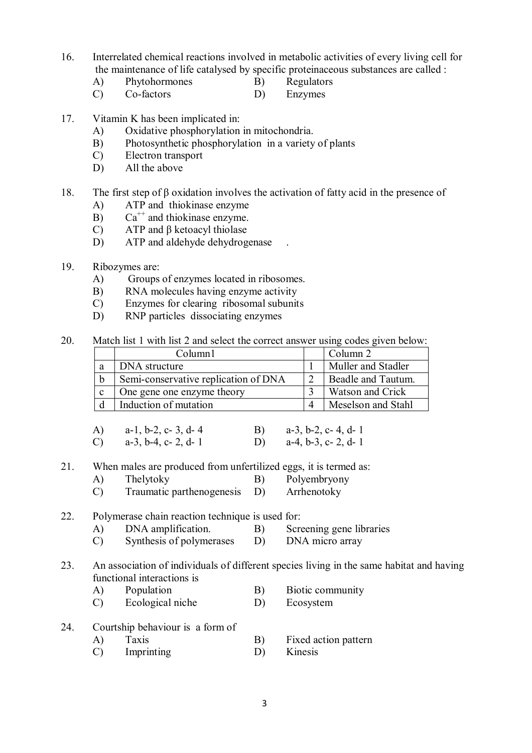16. Interrelated chemical reactions involved in metabolic activities of every living cell for the maintenance of life catalysed by specific proteinaceous substances are called :
    - A) Phytohormones
    - B) Regulators
    - C) Co-factors
    - D) Enzymes

17. Vitamin K has been implicated in:
    - A) Oxidative phosphorylation in mitochondria.
    - B) Photosynthetic phosphorylation in a variety of plants
    - C) Electron transport
    - D) All the above

18. The first step of β oxidation involves the activation of fatty acid in the presence of
    - A) ATP and thiokinase enzyme
    - B) $Ca^{++}$ and thiokinase enzyme.
    - C) ATP and β ketoacyl thiolase
    - D) ATP and aldehyde dehydrogenase .

19. Ribozymes are:
    - A) Groups of enzymes located in ribosomes.
    - B) RNA molecules having enzyme activity
    - C) Enzymes for clearing ribosomal subunits
    - D) RNP particles dissociating enzymes

20. Match list 1 with list 2 and select the correct answer using codes given below:

|   | Column1 |   | Column 2 |
|---|---|---|---|
| a | DNA structure | 1 | Muller and Stadler |
| b | Semi-conservative replication of DNA | 2 | Beadle and Tautum. |
| c | One gene one enzyme theory | 3 | Watson and Crick |
| d | Induction of mutation | 4 | Meselson and Stahl |

    - A) a-1, b-2, c- 3, d- 4
    - B) a-3, b-2, c- 4, d- 1
    - C) a-3, b-4, c- 2, d- 1
    - D) a-4, b-3, c- 2, d- 1

21. When males are produced from unfertilized eggs, it is termed as:
    - A) Thelytoky
    - B) Polyembryony
    - C) Traumatic parthenogenesis
    - D) Arrhenotoky

22. Polymerase chain reaction technique is used for:
    - A) DNA amplification.
    - B) Screening gene libraries
    - C) Synthesis of polymerases
    - D) DNA micro array

23. An association of individuals of different species living in the same habitat and having functional interactions is
    - A) Population
    - B) Biotic community
    - C) Ecological niche
    - D) Ecosystem

24. Courtship behaviour is a form of
    - A) Taxis
    - B) Fixed action pattern
    - C) Imprinting
    - D) Kinesis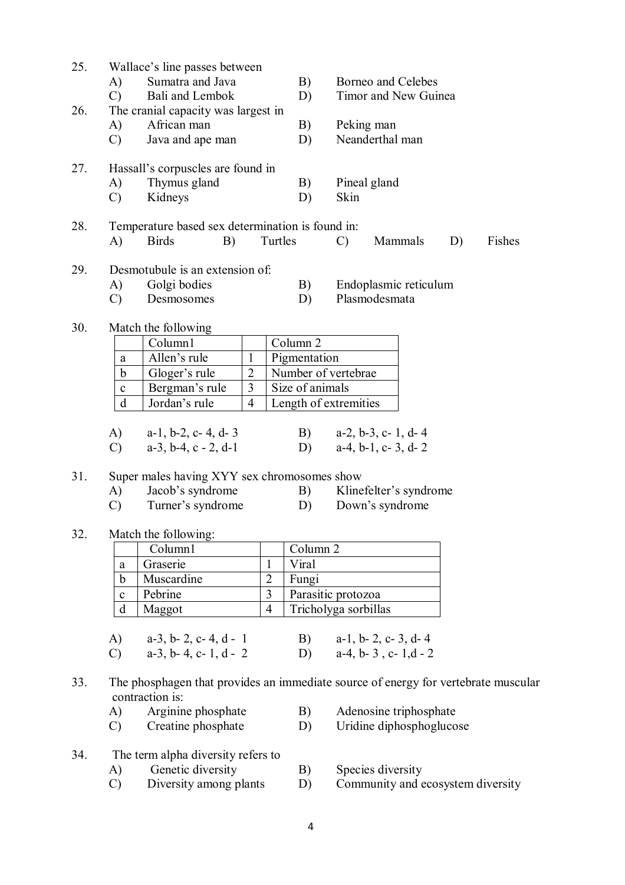25. Wallace's line passes between
    - A) Sumatra and Java
    - B) Borneo and Celebes
    - C) Bali and Lombok
    - D) Timor and New Guinea

26. The cranial capacity was largest in
    - A) African man
    - B) Peking man
    - C) Java and ape man
    - D) Neanderthal man

27. Hassall's corpuscles are found in
    - A) Thymus gland
    - B) Pineal gland
    - C) Kidneys
    - D) Skin

28. Temperature based sex determination is found in:
    - A) Birds
    - B) Turtles
    - C) Mammals
    - D) Fishes

29. Desmotubule is an extension of:
    - A) Golgi bodies
    - B) Endoplasmic reticulum
    - C) Desmosomes
    - D) Plasmodesmata

30. Match the following

|   | Column1 |   | Column 2 |
|---|---|---|---|
| a | Allen's rule | 1 | Pigmentation |
| b | Gloger's rule | 2 | Number of vertebrae |
| c | Bergman's rule | 3 | Size of animals |
| d | Jordan's rule | 4 | Length of extremities |

   - A) a-1, b-2, c- 4, d- 3
   - B) a-2, b-3, c- 1, d- 4
   - C) a-3, b-4, c - 2, d-1
   - D) a-4, b-1, c- 3, d- 2

31. Super males having XYY sex chromosomes show
    - A) Jacob's syndrome
    - B) Klinefelter's syndrome
    - C) Turner's syndrome
    - D) Down's syndrome

32. Match the following:

|   | Column1 |   | Column 2 |
|---|---|---|---|
| a | Graserie | 1 | Viral |
| b | Muscardine | 2 | Fungi |
| c | Pebrine | 3 | Parasitic protozoa |
| d | Maggot | 4 | Tricholyga sorbillas |

   - A) a-3, b- 2, c- 4, d - 1
   - B) a-1, b- 2, c- 3, d- 4
   - C) a-3, b- 4, c- 1, d - 2
   - D) a-4, b- 3 , c- 1,d - 2

33. The phosphagen that provides an immediate source of energy for vertebrate muscular contraction is:
    - A) Arginine phosphate
    - B) Adenosine triphosphate
    - C) Creatine phosphate
    - D) Uridine diphosphoglucose

34. The term alpha diversity refers to
    - A) Genetic diversity
    - B) Species diversity
    - C) Diversity among plants
    - D) Community and ecosystem diversity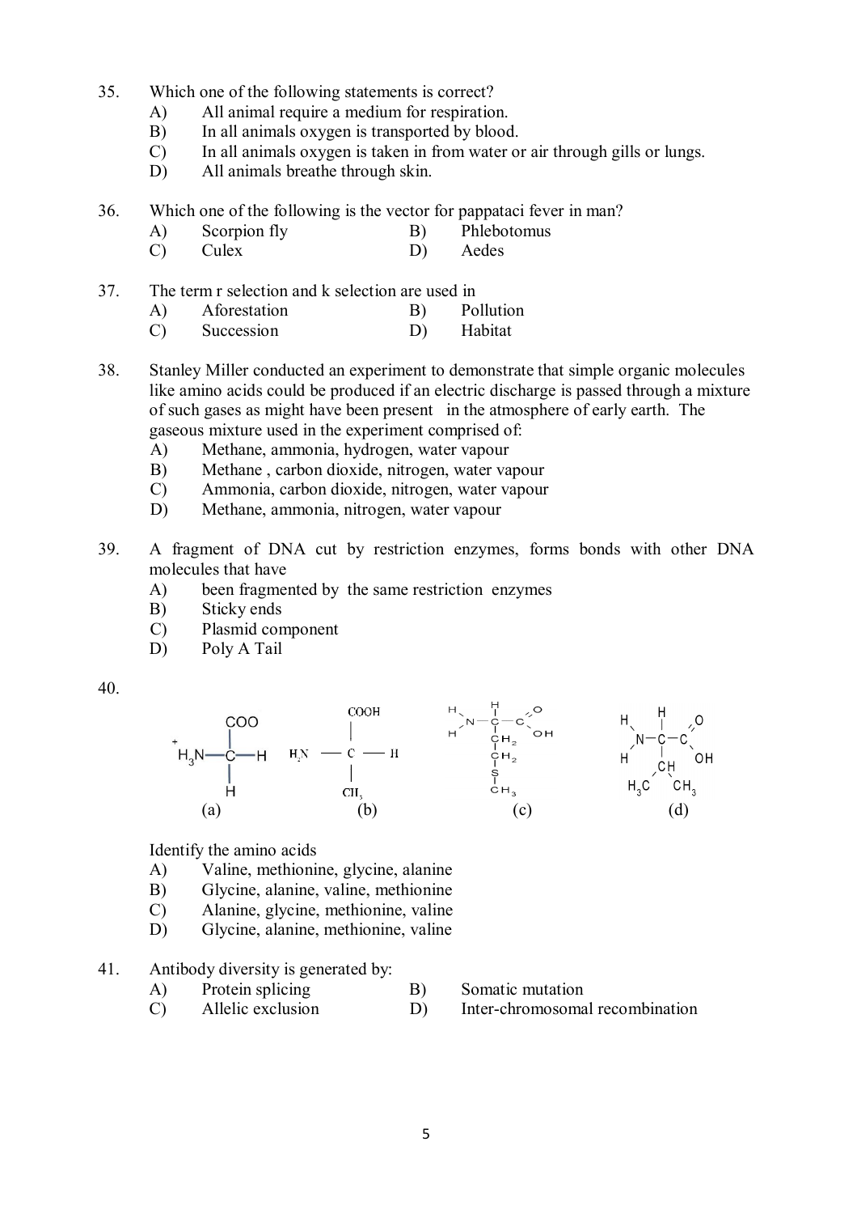35. Which one of the following statements is correct?
    A) All animal require a medium for respiration.
    B) In all animals oxygen is transported by blood.
    C) In all animals oxygen is taken in from water or air through gills or lungs.
    D) All animals breathe through skin.

36. Which one of the following is the vector for pappataci fever in man?
    A) Scorpion fly
    B) Phlebotomus
    C) Culex
    D) Aedes

37. The term r selection and k selection are used in
    A) Aforestation
    B) Pollution
    C) Succession
    D) Habitat

38. Stanley Miller conducted an experiment to demonstrate that simple organic molecules like amino acids could be produced if an electric discharge is passed through a mixture of such gases as might have been present in the atmosphere of early earth. The gaseous mixture used in the experiment comprised of:
    A) Methane, ammonia, hydrogen, water vapour
    B) Methane , carbon dioxide, nitrogen, water vapour
    C) Ammonia, carbon dioxide, nitrogen, water vapour
    D) Methane, ammonia, nitrogen, water vapour

39. A fragment of DNA cut by restriction enzymes, forms bonds with other DNA molecules that have
    A) been fragmented by the same restriction enzymes
    B) Sticky ends
    C) Plasmid component
    D) Poly A Tail

40.

(a) $^{+}H_3N-CH(H)-COO$ (b) $H_2N-CH(CH_3)-COOH$ (c) $H_2N-CH(CH_2-CH_2-S-CH_3)-COOH$ (d) $H_2N-CH(CH(CH_3)_2)-COOH$

Identify the amino acids
    A) Valine, methionine, glycine, alanine
    B) Glycine, alanine, valine, methionine
    C) Alanine, glycine, methionine, valine
    D) Glycine, alanine, methionine, valine

41. Antibody diversity is generated by:
    A) Protein splicing
    B) Somatic mutation
    C) Allelic exclusion
    D) Inter-chromosomal recombination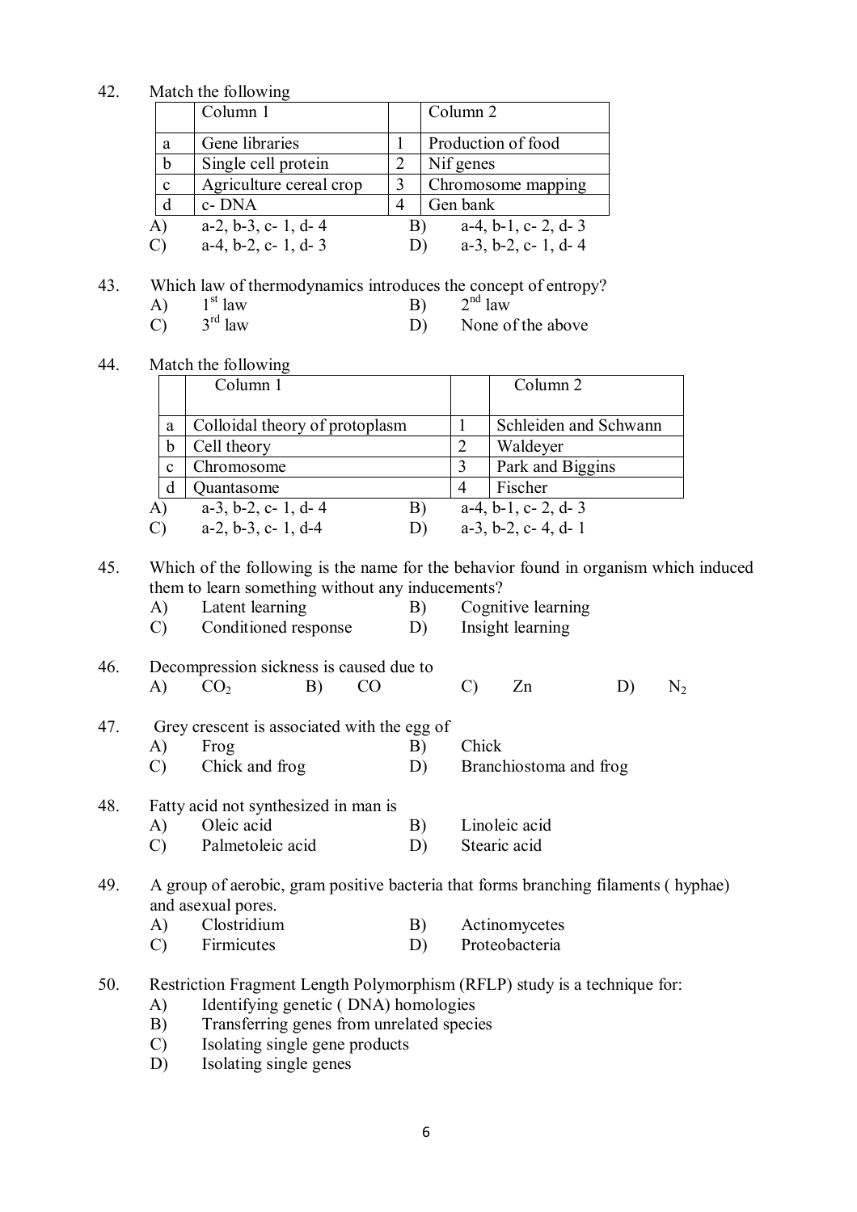42. Match the following

| | Column 1 | | Column 2 |
|---|---|---|---|
| a | Gene libraries | 1 | Production of food |
| b | Single cell protein | 2 | Nif genes |
| c | Agriculture cereal crop | 3 | Chromosome mapping |
| d | c- DNA | 4 | Gen bank |

A) a-2, b-3, c- 1, d- 4 B) a-4, b-1, c- 2, d- 3
C) a-4, b-2, c- 1, d- 3 D) a-3, b-2, c- 1, d- 4

43. Which law of thermodynamics introduces the concept of entropy?
A) 1st law B) 2nd law
C) 3rd law D) None of the above

44. Match the following

| | Column 1 | | Column 2 |
|---|---|---|---|
| a | Colloidal theory of protoplasm | 1 | Schleiden and Schwann |
| b | Cell theory | 2 | Waldeyer |
| c | Chromosome | 3 | Park and Biggins |
| d | Quantasome | 4 | Fischer |

A) a-3, b-2, c- 1, d- 4 B) a-4, b-1, c- 2, d- 3
C) a-2, b-3, c- 1, d-4 D) a-3, b-2, c- 4, d- 1

45. Which of the following is the name for the behavior found in organism which induced them to learn something without any inducements?
A) Latent learning B) Cognitive learning
C) Conditioned response D) Insight learning

46. Decompression sickness is caused due to
A) $CO_2$ B) CO C) Zn D) $N_2$

47. Grey crescent is associated with the egg of
A) Frog B) Chick
C) Chick and frog D) Branchiostoma and frog

48. Fatty acid not synthesized in man is
A) Oleic acid B) Linoleic acid
C) Palmetoleic acid D) Stearic acid

49. A group of aerobic, gram positive bacteria that forms branching filaments ( hyphae) and asexual pores.
A) Clostridium B) Actinomycetes
C) Firmicutes D) Proteobacteria

50. Restriction Fragment Length Polymorphism (RFLP) study is a technique for:
A) Identifying genetic ( DNA) homologies
B) Transferring genes from unrelated species
C) Isolating single gene products
D) Isolating single genes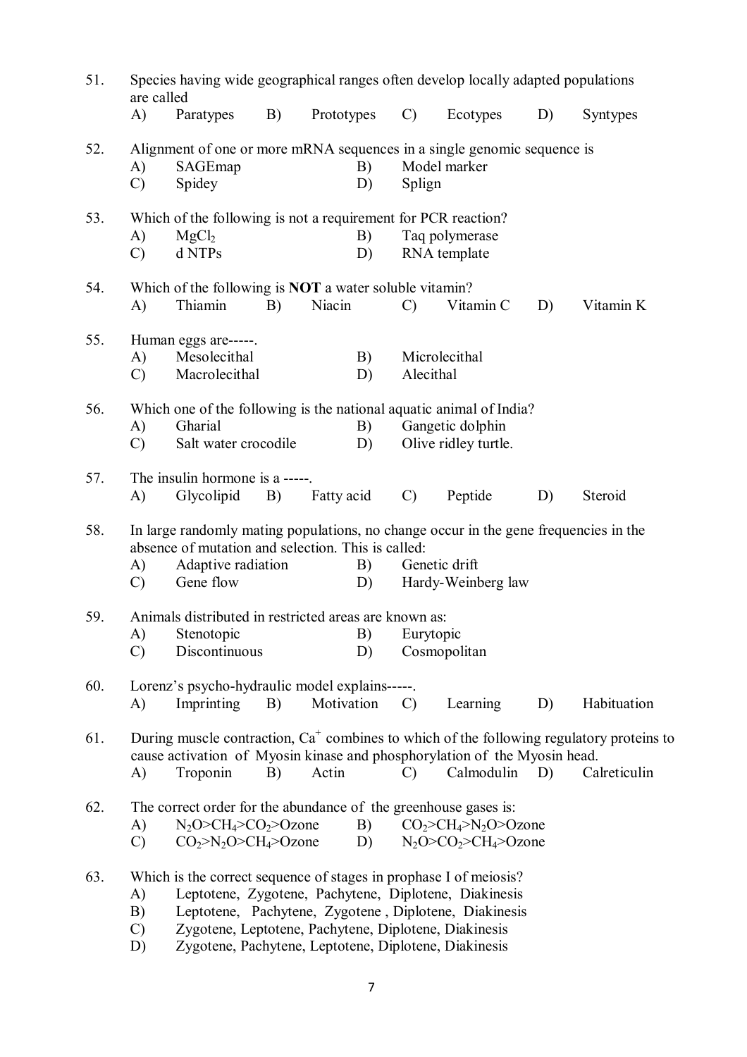51. Species having wide geographical ranges often develop locally adapted populations are called

A) Paratypes B) Prototypes C) Ecotypes D) Syntypes

52. Alignment of one or more mRNA sequences in a single genomic sequence is

A) SAGEmap B) Model marker
C) Spidey D) Splign

53. Which of the following is not a requirement for PCR reaction?

A) $MgCl_2$ B) Taq polymerase
C) d NTPs D) RNA template

54. Which of the following is **NOT** a water soluble vitamin?

A) Thiamin B) Niacin C) Vitamin C D) Vitamin K

55. Human eggs are-----.

A) Mesolecithal B) Microlecithal
C) Macrolecithal D) Alecithal

56. Which one of the following is the national aquatic animal of India?

A) Gharial B) Gangetic dolphin
C) Salt water crocodile D) Olive ridley turtle.

57. The insulin hormone is a -----.

A) Glycolipid B) Fatty acid C) Peptide D) Steroid

58. In large randomly mating populations, no change occur in the gene frequencies in the absence of mutation and selection. This is called:

A) Adaptive radiation B) Genetic drift
C) Gene flow D) Hardy-Weinberg law

59. Animals distributed in restricted areas are known as:

A) Stenotopic B) Eurytopic
C) Discontinuous D) Cosmopolitan

60. Lorenz's psycho-hydraulic model explains-----.

A) Imprinting B) Motivation C) Learning D) Habituation

61. During muscle contraction, $Ca^{+}$ combines to which of the following regulatory proteins to cause activation of Myosin kinase and phosphorylation of the Myosin head.

A) Troponin B) Actin C) Calmodulin D) Calreticulin

62. The correct order for the abundance of the greenhouse gases is:

A) $N_2O$>$CH_4$>$CO_2$>Ozone B) $CO_2$>$CH_4$>$N_2O$>Ozone
C) $CO_2$>$N_2O$>$CH_4$>Ozone D) $N_2O$>$CO_2$>$CH_4$>Ozone

63. Which is the correct sequence of stages in prophase I of meiosis?

A) Leptotene, Zygotene, Pachytene, Diplotene, Diakinesis
B) Leptotene, Pachytene, Zygotene , Diplotene, Diakinesis
C) Zygotene, Leptotene, Pachytene, Diplotene, Diakinesis
D) Zygotene, Pachytene, Leptotene, Diplotene, Diakinesis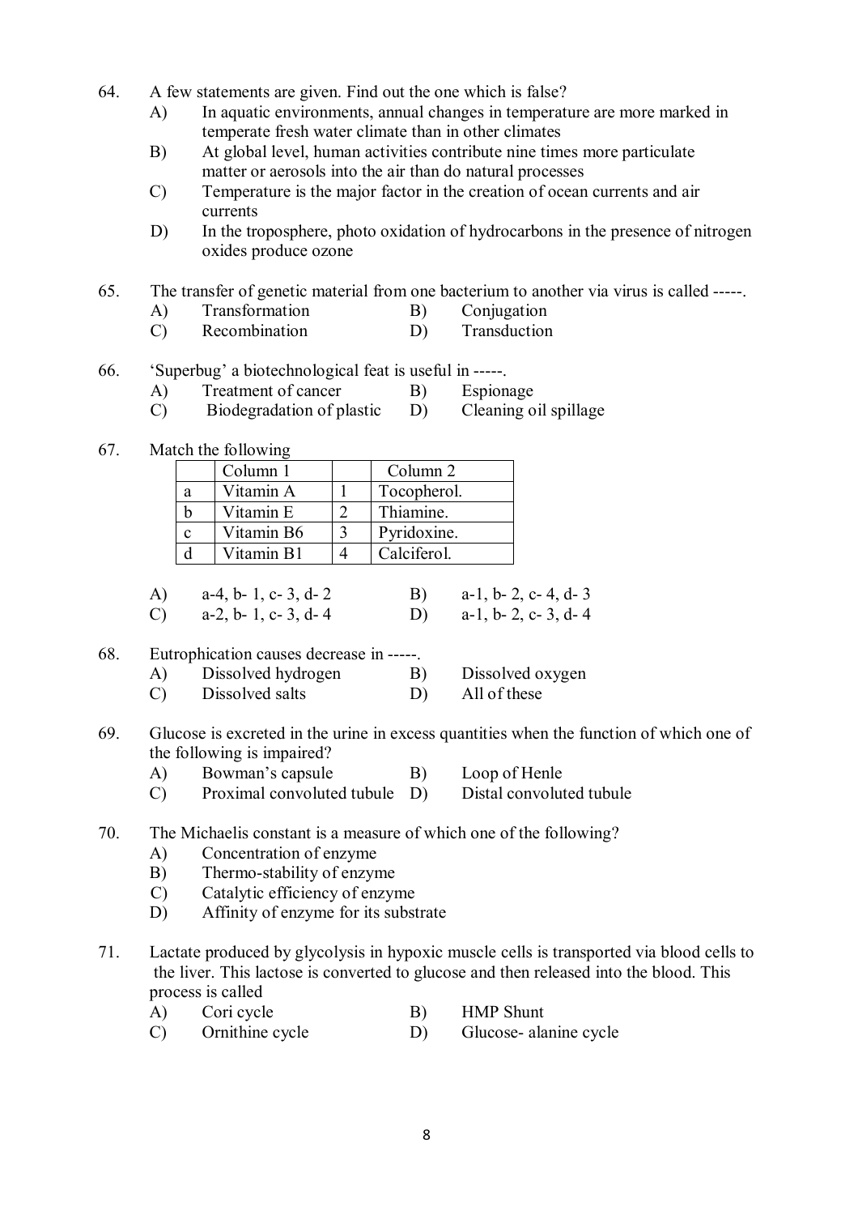64. A few statements are given. Find out the one which is false?

   A) In aquatic environments, annual changes in temperature are more marked in temperate fresh water climate than in other climates
   B) At global level, human activities contribute nine times more particulate matter or aerosols into the air than do natural processes
   C) Temperature is the major factor in the creation of ocean currents and air currents
   D) In the troposphere, photo oxidation of hydrocarbons in the presence of nitrogen oxides produce ozone

65. The transfer of genetic material from one bacterium to another via virus is called -----.

   A) Transformation
   B) Conjugation
   C) Recombination
   D) Transduction

66. 'Superbug' a biotechnological feat is useful in -----.

   A) Treatment of cancer
   B) Espionage
   C) Biodegradation of plastic
   D) Cleaning oil spillage

67. Match the following

|   | Column 1 |   | Column 2 |
|---|---|---|---|
| a | Vitamin A | 1 | Tocopherol. |
| b | Vitamin E | 2 | Thiamine. |
| c | Vitamin B6 | 3 | Pyridoxine. |
| d | Vitamin B1 | 4 | Calciferol. |

   A) a-4, b- 1, c- 3, d- 2
   B) a-1, b- 2, c- 4, d- 3
   C) a-2, b- 1, c- 3, d- 4
   D) a-1, b- 2, c- 3, d- 4

68. Eutrophication causes decrease in -----.

   A) Dissolved hydrogen
   B) Dissolved oxygen
   C) Dissolved salts
   D) All of these

69. Glucose is excreted in the urine in excess quantities when the function of which one of the following is impaired?

   A) Bowman's capsule
   B) Loop of Henle
   C) Proximal convoluted tubule
   D) Distal convoluted tubule

70. The Michaelis constant is a measure of which one of the following?

   A) Concentration of enzyme
   B) Thermo-stability of enzyme
   C) Catalytic efficiency of enzyme
   D) Affinity of enzyme for its substrate

71. Lactate produced by glycolysis in hypoxic muscle cells is transported via blood cells to the liver. This lactose is converted to glucose and then released into the blood. This process is called

   A) Cori cycle
   B) HMP Shunt
   C) Ornithine cycle
   D) Glucose- alanine cycle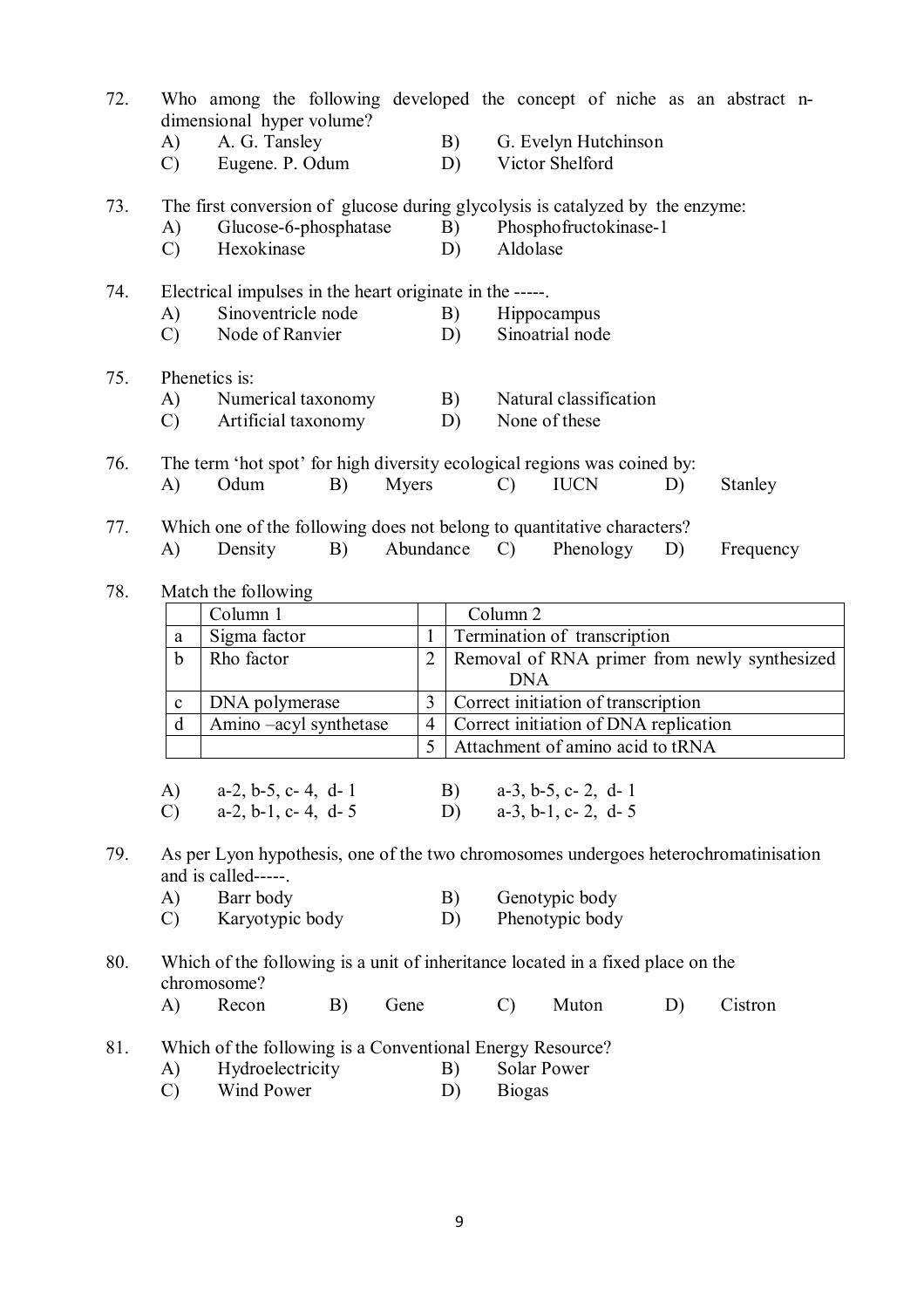72. Who among the following developed the concept of niche as an abstract n-dimensional hyper volume?
   A) A. G. Tansley  B) G. Evelyn Hutchinson
   C) Eugene. P. Odum  D) Victor Shelford

73. The first conversion of glucose during glycolysis is catalyzed by the enzyme:
   A) Glucose-6-phosphatase  B) Phosphofructokinase-1
   C) Hexokinase  D) Aldolase

74. Electrical impulses in the heart originate in the -----.
   A) Sinoventricle node  B) Hippocampus
   C) Node of Ranvier  D) Sinoatrial node

75. Phenetics is:
   A) Numerical taxonomy  B) Natural classification
   C) Artificial taxonomy  D) None of these

76. The term 'hot spot' for high diversity ecological regions was coined by:
   A) Odum  B) Myers  C) IUCN  D) Stanley

77. Which one of the following does not belong to quantitative characters?
   A) Density  B) Abundance  C) Phenology  D) Frequency

78. Match the following

|   | Column 1 |   | Column 2 |
|---|---|---|---|
| a | Sigma factor | 1 | Termination of transcription |
| b | Rho factor | 2 | Removal of RNA primer from newly synthesized DNA |
| c | DNA polymerase | 3 | Correct initiation of transcription |
| d | Amino –acyl synthetase | 4 | Correct initiation of DNA replication |
|   |   | 5 | Attachment of amino acid to tRNA |

   A) a-2, b-5, c- 4, d- 1  B) a-3, b-5, c- 2, d- 1
   C) a-2, b-1, c- 4, d- 5  D) a-3, b-1, c- 2, d- 5

79. As per Lyon hypothesis, one of the two chromosomes undergoes heterochromatinisation and is called-----.
   A) Barr body  B) Genotypic body
   C) Karyotypic body  D) Phenotypic body

80. Which of the following is a unit of inheritance located in a fixed place on the chromosome?
   A) Recon  B) Gene  C) Muton  D) Cistron

81. Which of the following is a Conventional Energy Resource?
   A) Hydroelectricity  B) Solar Power
   C) Wind Power  D) Biogas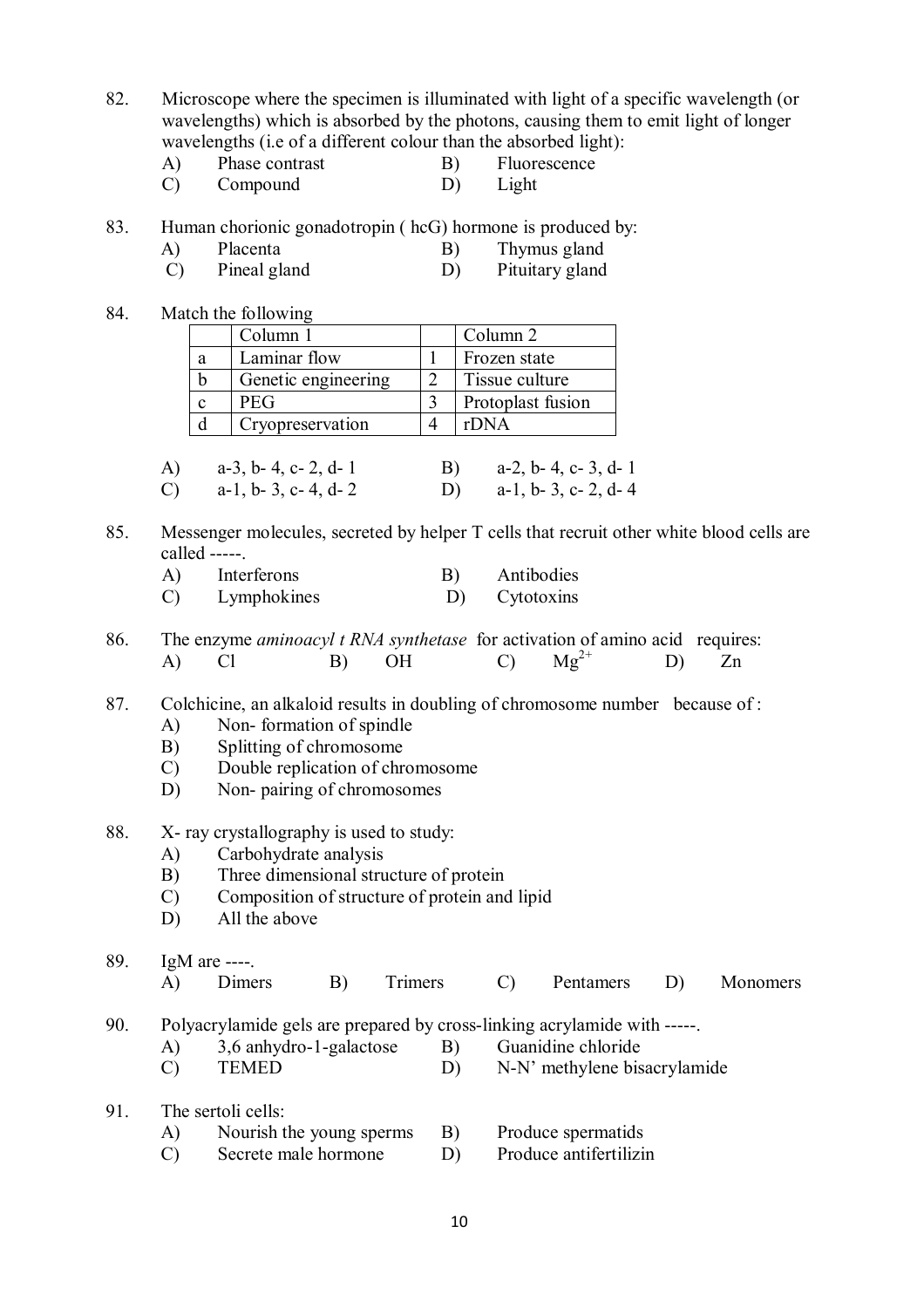82. Microscope where the specimen is illuminated with light of a specific wavelength (or wavelengths) which is absorbed by the photons, causing them to emit light of longer wavelengths (i.e of a different colour than the absorbed light):

    A) Phase contrast    B) Fluorescence
    C) Compound    D) Light

83. Human chorionic gonadotropin ( hcG) hormone is produced by:

    A) Placenta    B) Thymus gland
    C) Pineal gland    D) Pituitary gland

84. Match the following

|   | Column 1 |   | Column 2 |
|---|---|---|---|
| a | Laminar flow | 1 | Frozen state |
| b | Genetic engineering | 2 | Tissue culture |
| c | PEG | 3 | Protoplast fusion |
| d | Cryopreservation | 4 | rDNA |

    A) a-3, b- 4, c- 2, d- 1    B) a-2, b- 4, c- 3, d- 1
    C) a-1, b- 3, c- 4, d- 2    D) a-1, b- 3, c- 2, d- 4

85. Messenger molecules, secreted by helper T cells that recruit other white blood cells are called -----.

    A) Interferons    B) Antibodies
    C) Lymphokines    D) Cytotoxins

86. The enzyme *aminoacyl t RNA synthetase* for activation of amino acid requires:

    A) Cl    B) OH    C) $Mg^{2+}$    D) Zn

87. Colchicine, an alkaloid results in doubling of chromosome number because of :

    A) Non- formation of spindle
    B) Splitting of chromosome
    C) Double replication of chromosome
    D) Non- pairing of chromosomes

88. X- ray crystallography is used to study:

    A) Carbohydrate analysis
    B) Three dimensional structure of protein
    C) Composition of structure of protein and lipid
    D) All the above

89. IgM are ----.

    A) Dimers    B) Trimers    C) Pentamers    D) Monomers

90. Polyacrylamide gels are prepared by cross-linking acrylamide with -----.

    A) 3,6 anhydro-1-galactose    B) Guanidine chloride
    C) TEMED    D) N-N' methylene bisacrylamide

91. The sertoli cells:

    A) Nourish the young sperms    B) Produce spermatids
    C) Secrete male hormone    D) Produce antifertilizin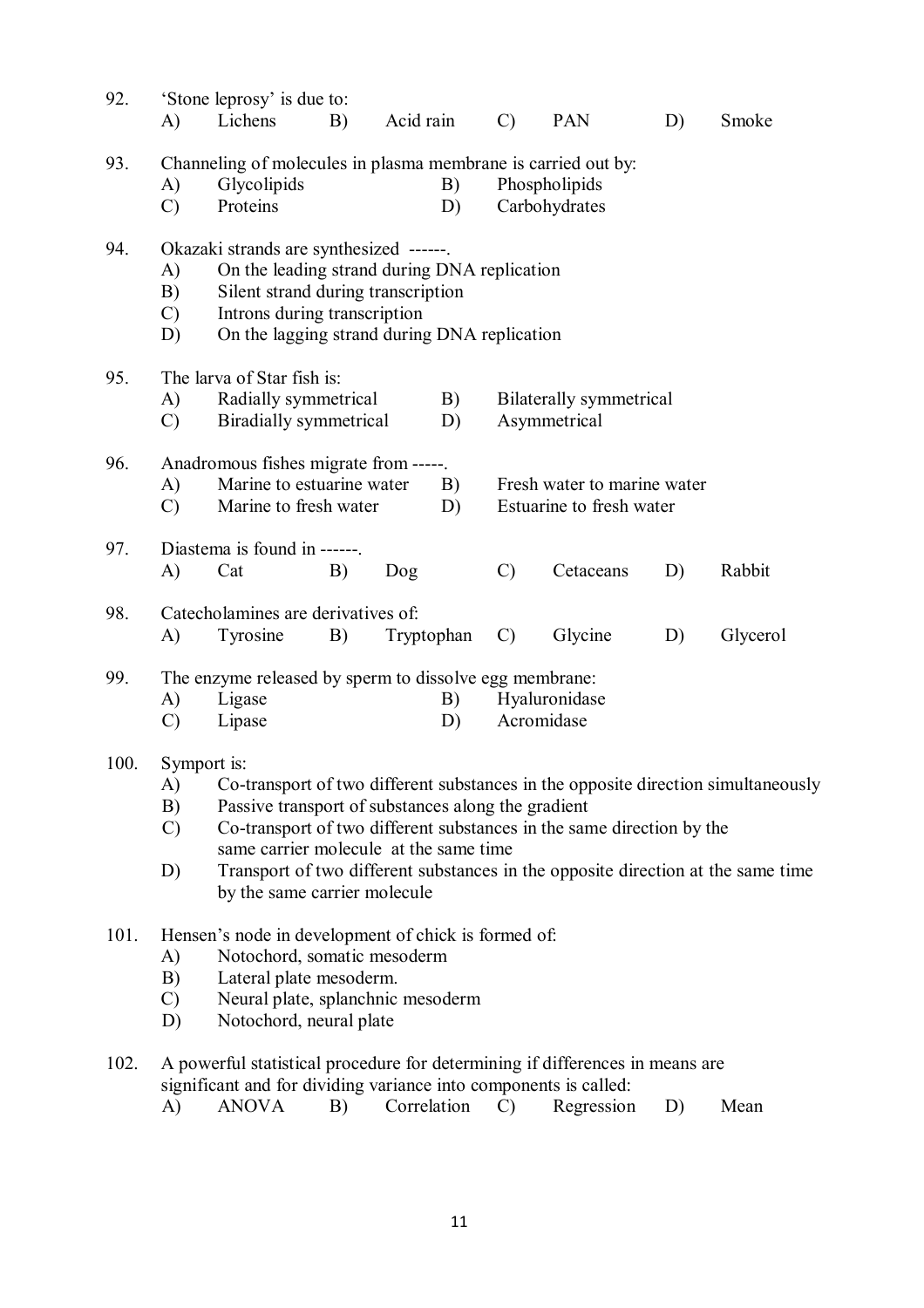92. 'Stone leprosy' is due to:
A) Lichens B) Acid rain C) PAN D) Smoke

93. Channeling of molecules in plasma membrane is carried out by:
A) Glycolipids B) Phospholipids
C) Proteins D) Carbohydrates

94. Okazaki strands are synthesized ------.
A) On the leading strand during DNA replication
B) Silent strand during transcription
C) Introns during transcription
D) On the lagging strand during DNA replication

95. The larva of Star fish is:
A) Radially symmetrical B) Bilaterally symmetrical
C) Biradially symmetrical D) Asymmetrical

96. Anadromous fishes migrate from -----.
A) Marine to estuarine water B) Fresh water to marine water
C) Marine to fresh water D) Estuarine to fresh water

97. Diastema is found in ------.
A) Cat B) Dog C) Cetaceans D) Rabbit

98. Catecholamines are derivatives of:
A) Tyrosine B) Tryptophan C) Glycine D) Glycerol

99. The enzyme released by sperm to dissolve egg membrane:
A) Ligase B) Hyaluronidase
C) Lipase D) Acromidase

100. Symport is:
A) Co-transport of two different substances in the opposite direction simultaneously
B) Passive transport of substances along the gradient
C) Co-transport of two different substances in the same direction by the same carrier molecule at the same time
D) Transport of two different substances in the opposite direction at the same time by the same carrier molecule

101. Hensen's node in development of chick is formed of:
A) Notochord, somatic mesoderm
B) Lateral plate mesoderm.
C) Neural plate, splanchnic mesoderm
D) Notochord, neural plate

102. A powerful statistical procedure for determining if differences in means are significant and for dividing variance into components is called:
A) ANOVA B) Correlation C) Regression D) Mean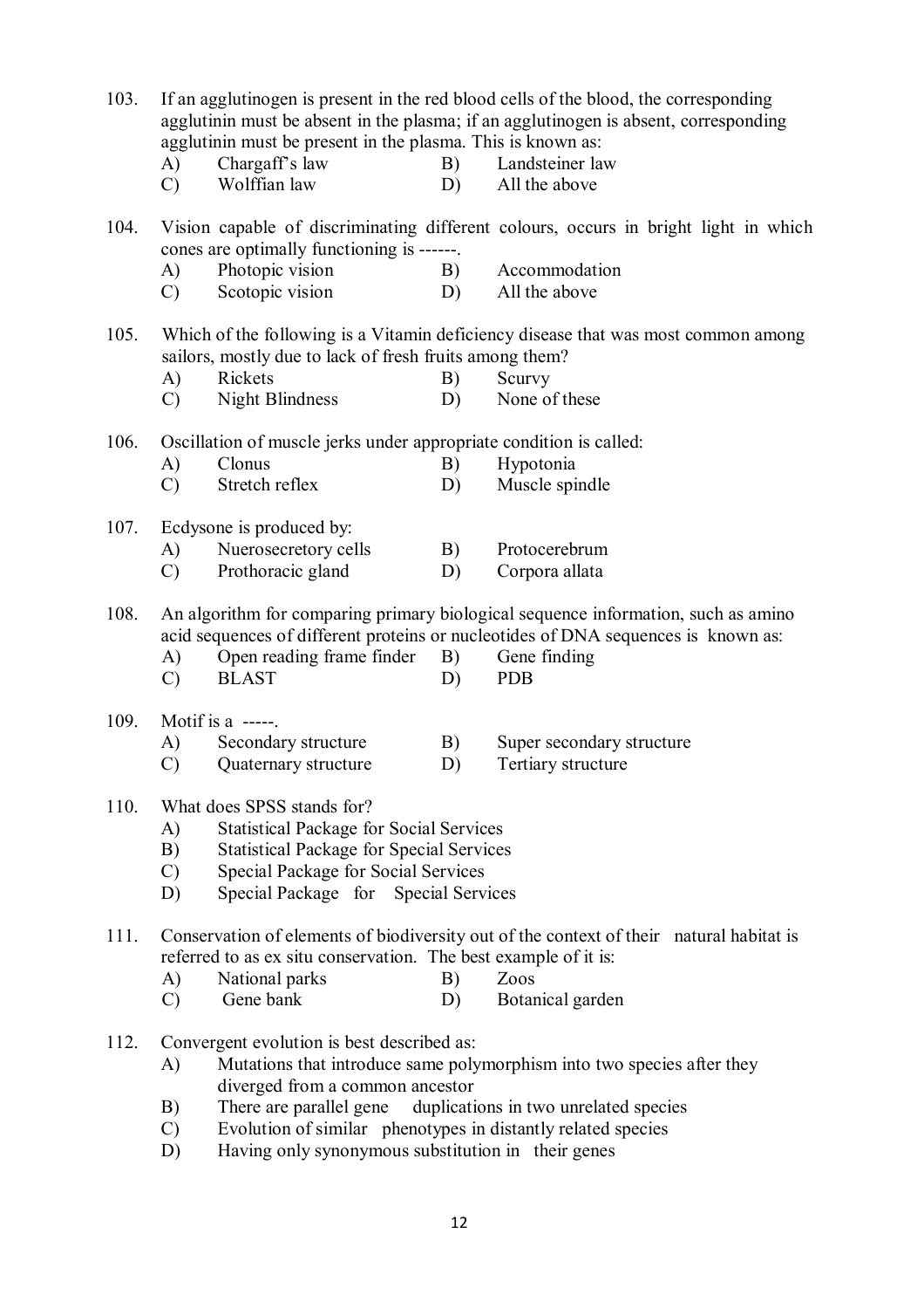103. If an agglutinogen is present in the red blood cells of the blood, the corresponding agglutinin must be absent in the plasma; if an agglutinogen is absent, corresponding agglutinin must be present in the plasma. This is known as:
   - A) Chargaff's law
   - B) Landsteiner law
   - C) Wolffian law
   - D) All the above

104. Vision capable of discriminating different colours, occurs in bright light in which cones are optimally functioning is ------.
   - A) Photopic vision
   - B) Accommodation
   - C) Scotopic vision
   - D) All the above

105. Which of the following is a Vitamin deficiency disease that was most common among sailors, mostly due to lack of fresh fruits among them?
   - A) Rickets
   - B) Scurvy
   - C) Night Blindness
   - D) None of these

106. Oscillation of muscle jerks under appropriate condition is called:
   - A) Clonus
   - B) Hypotonia
   - C) Stretch reflex
   - D) Muscle spindle

107. Ecdysone is produced by:
   - A) Nuerosecretory cells
   - B) Protocerebrum
   - C) Prothoracic gland
   - D) Corpora allata

108. An algorithm for comparing primary biological sequence information, such as amino acid sequences of different proteins or nucleotides of DNA sequences is known as:
   - A) Open reading frame finder
   - B) Gene finding
   - C) BLAST
   - D) PDB

109. Motif is a -----.
   - A) Secondary structure
   - B) Super secondary structure
   - C) Quaternary structure
   - D) Tertiary structure

110. What does SPSS stands for?
   - A) Statistical Package for Social Services
   - B) Statistical Package for Special Services
   - C) Special Package for Social Services
   - D) Special Package for Special Services

111. Conservation of elements of biodiversity out of the context of their natural habitat is referred to as ex situ conservation. The best example of it is:
   - A) National parks
   - B) Zoos
   - C) Gene bank
   - D) Botanical garden

112. Convergent evolution is best described as:
   - A) Mutations that introduce same polymorphism into two species after they diverged from a common ancestor
   - B) There are parallel gene duplications in two unrelated species
   - C) Evolution of similar phenotypes in distantly related species
   - D) Having only synonymous substitution in their genes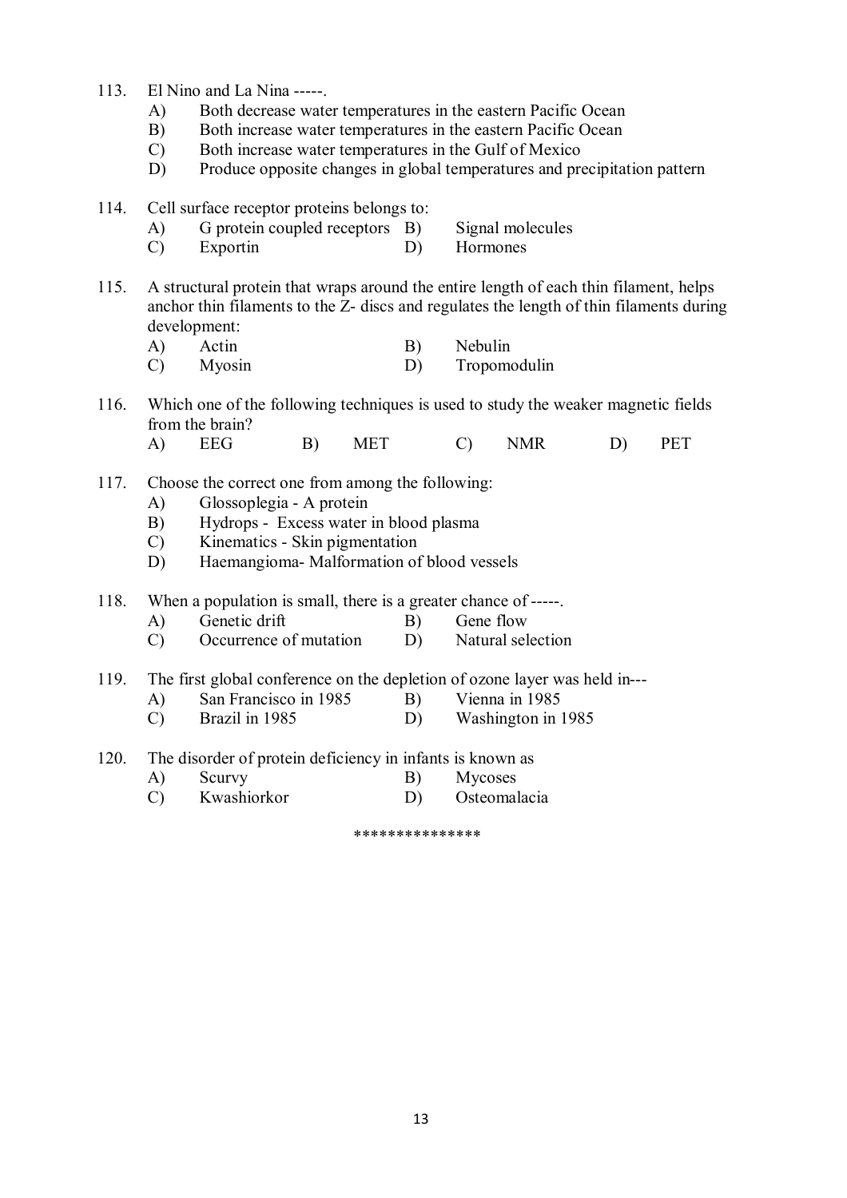113. El Nino and La Nina -----.
   A) Both decrease water temperatures in the eastern Pacific Ocean
   B) Both increase water temperatures in the eastern Pacific Ocean
   C) Both increase water temperatures in the Gulf of Mexico
   D) Produce opposite changes in global temperatures and precipitation pattern

114. Cell surface receptor proteins belongs to:
   A) G protein coupled receptors
   B) Signal molecules
   C) Exportin
   D) Hormones

115. A structural protein that wraps around the entire length of each thin filament, helps anchor thin filaments to the Z- discs and regulates the length of thin filaments during development:
   A) Actin
   B) Nebulin
   C) Myosin
   D) Tropomodulin

116. Which one of the following techniques is used to study the weaker magnetic fields from the brain?
   A) EEG
   B) MET
   C) NMR
   D) PET

117. Choose the correct one from among the following:
   A) Glossoplegia - A protein
   B) Hydrops - Excess water in blood plasma
   C) Kinematics - Skin pigmentation
   D) Haemangioma- Malformation of blood vessels

118. When a population is small, there is a greater chance of -----.
   A) Genetic drift
   B) Gene flow
   C) Occurrence of mutation
   D) Natural selection

119. The first global conference on the depletion of ozone layer was held in---
   A) San Francisco in 1985
   B) Vienna in 1985
   C) Brazil in 1985
   D) Washington in 1985

120. The disorder of protein deficiency in infants is known as
   A) Scurvy
   B) Mycoses
   C) Kwashiorkor
   D) Osteomalacia

***************